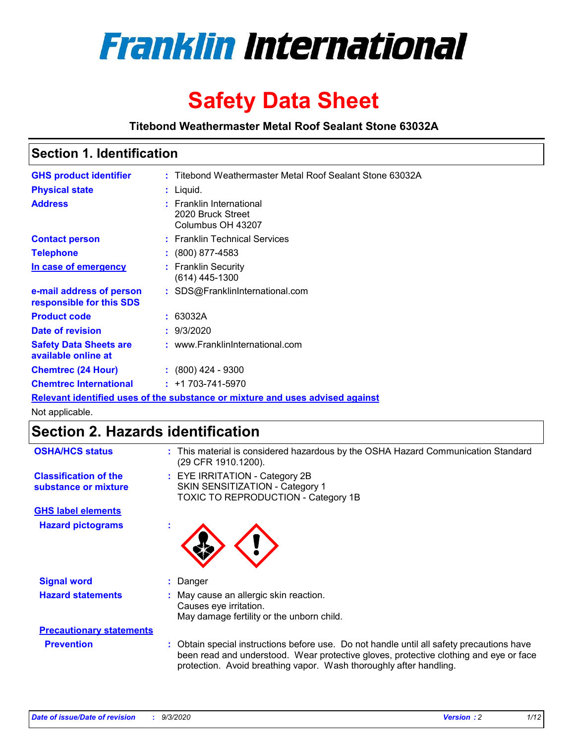# Franklin International

# Safety Data Sheet

**Titebond Weathermaster Metal Roof Sealant Stone 63032A**

## Section 1. Identification

| | | |
|---|---|---|
| **GHS product identifier** | : | Titebond Weathermaster Metal Roof Sealant Stone 63032A |
| **Physical state** | : | Liquid. |
| **Address** | : | Franklin International<br>2020 Bruck Street<br>Columbus OH 43207 |
| **Contact person** | : | Franklin Technical Services |
| **Telephone** | : | (800) 877-4583 |
| **In case of emergency** | : | Franklin Security<br>(614) 445-1300 |
| **e-mail address of person responsible for this SDS** | : | SDS@FranklinInternational.com |
| **Product code** | : | 63032A |
| **Date of revision** | : | 9/3/2020 |
| **Safety Data Sheets are available online at** | : | www.FranklinInternational.com |
| **Chemtrec (24 Hour)** | : | (800) 424 - 9300 |
| **Chemtrec International** | : | +1 703-741-5970 |

**Relevant identified uses of the substance or mixture and uses advised against**

Not applicable.

## Section 2. Hazards identification

| | | |
|---|---|---|
| **OSHA/HCS status** | : | This material is considered hazardous by the OSHA Hazard Communication Standard (29 CFR 1910.1200). |
| **Classification of the substance or mixture** | : | EYE IRRITATION - Category 2B<br>SKIN SENSITIZATION - Category 1<br>TOXIC TO REPRODUCTION - Category 1B |

**GHS label elements**

**Hazard pictograms** :

| | | |
|---|---|---|
| **Signal word** | : | Danger |
| **Hazard statements** | : | May cause an allergic skin reaction.<br>Causes eye irritation.<br>May damage fertility or the unborn child. |

**Precautionary statements**

| | | |
|---|---|---|
| **Prevention** | : | Obtain special instructions before use. Do not handle until all safety precautions have been read and understood. Wear protective gloves, protective clothing and eye or face protection. Avoid breathing vapor. Wash thoroughly after handling. |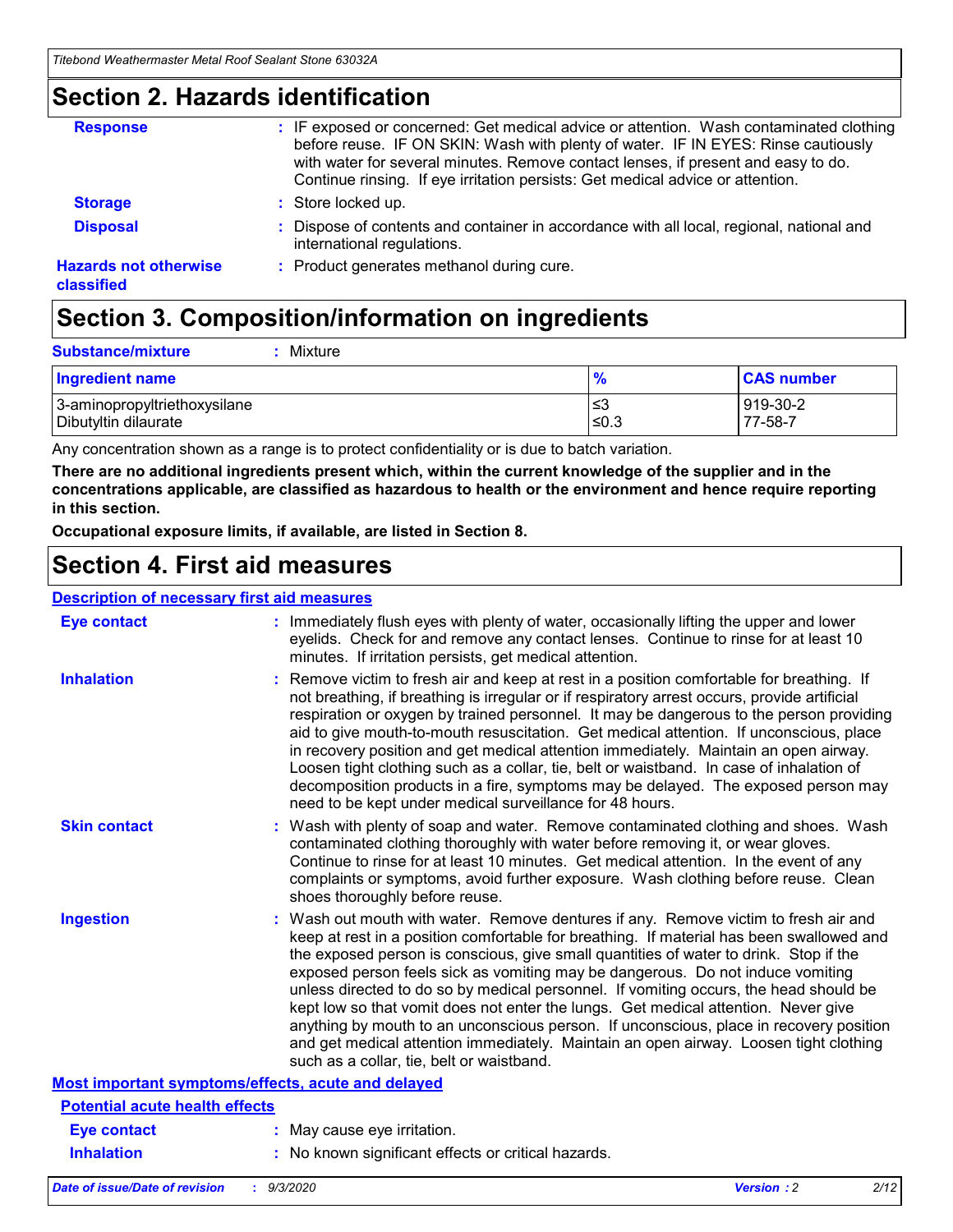## Section 2. Hazards identification

**Response** : IF exposed or concerned: Get medical advice or attention. Wash contaminated clothing before reuse. IF ON SKIN: Wash with plenty of water. IF IN EYES: Rinse cautiously with water for several minutes. Remove contact lenses, if present and easy to do. Continue rinsing. If eye irritation persists: Get medical advice or attention.

**Storage** : Store locked up.

**Disposal** : Dispose of contents and container in accordance with all local, regional, national and international regulations.

**Hazards not otherwise classified** : Product generates methanol during cure.

## Section 3. Composition/information on ingredients

**Substance/mixture** : Mixture

| Ingredient name | % | CAS number |
|---|---|---|
| 3-aminopropyltriethoxysilane | ≤3 | 919-30-2 |
| Dibutyltin dilaurate | ≤0.3 | 77-58-7 |

Any concentration shown as a range is to protect confidentiality or is due to batch variation.

**There are no additional ingredients present which, within the current knowledge of the supplier and in the concentrations applicable, are classified as hazardous to health or the environment and hence require reporting in this section.**

**Occupational exposure limits, if available, are listed in Section 8.**

## Section 4. First aid measures

### Description of necessary first aid measures

**Eye contact** : Immediately flush eyes with plenty of water, occasionally lifting the upper and lower eyelids. Check for and remove any contact lenses. Continue to rinse for at least 10 minutes. If irritation persists, get medical attention.

**Inhalation** : Remove victim to fresh air and keep at rest in a position comfortable for breathing. If not breathing, if breathing is irregular or if respiratory arrest occurs, provide artificial respiration or oxygen by trained personnel. It may be dangerous to the person providing aid to give mouth-to-mouth resuscitation. Get medical attention. If unconscious, place in recovery position and get medical attention immediately. Maintain an open airway. Loosen tight clothing such as a collar, tie, belt or waistband. In case of inhalation of decomposition products in a fire, symptoms may be delayed. The exposed person may need to be kept under medical surveillance for 48 hours.

**Skin contact** : Wash with plenty of soap and water. Remove contaminated clothing and shoes. Wash contaminated clothing thoroughly with water before removing it, or wear gloves. Continue to rinse for at least 10 minutes. Get medical attention. In the event of any complaints or symptoms, avoid further exposure. Wash clothing before reuse. Clean shoes thoroughly before reuse.

**Ingestion** : Wash out mouth with water. Remove dentures if any. Remove victim to fresh air and keep at rest in a position comfortable for breathing. If material has been swallowed and the exposed person is conscious, give small quantities of water to drink. Stop if the exposed person feels sick as vomiting may be dangerous. Do not induce vomiting unless directed to do so by medical personnel. If vomiting occurs, the head should be kept low so that vomit does not enter the lungs. Get medical attention. Never give anything by mouth to an unconscious person. If unconscious, place in recovery position and get medical attention immediately. Maintain an open airway. Loosen tight clothing such as a collar, tie, belt or waistband.

### Most important symptoms/effects, acute and delayed

#### Potential acute health effects

**Eye contact** : May cause eye irritation.

**Inhalation** : No known significant effects or critical hazards.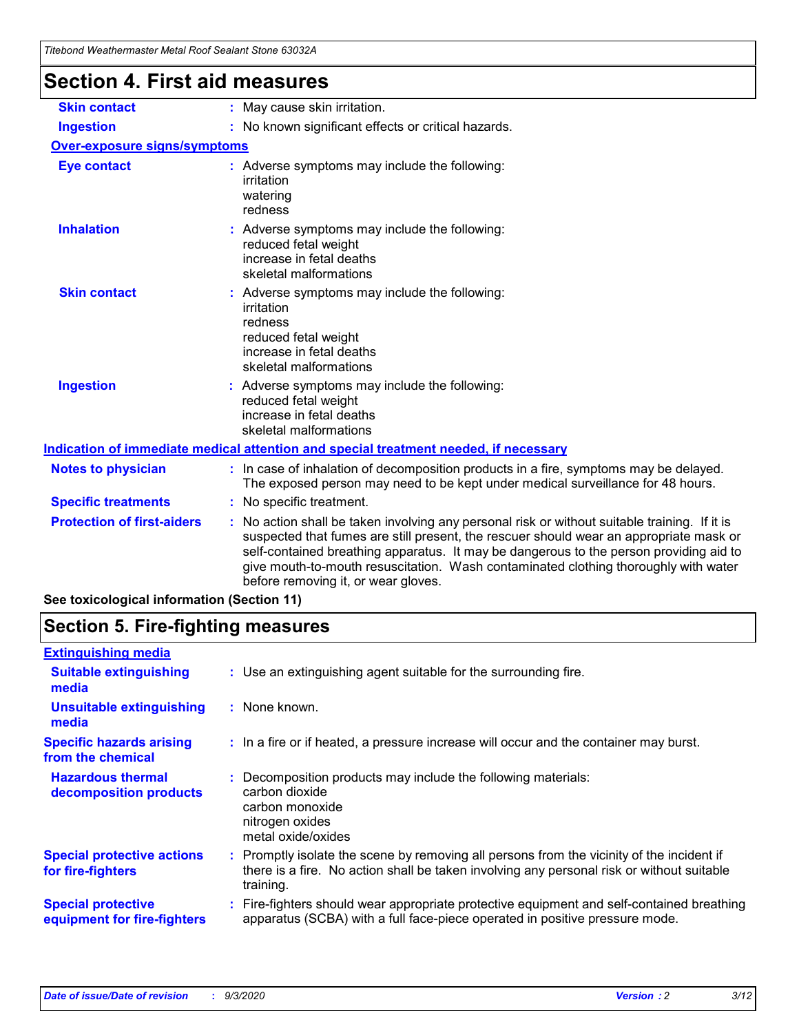## Section 4. First aid measures

| | |
|---|---|
| **Skin contact** | : May cause skin irritation. |
| **Ingestion** | : No known significant effects or critical hazards. |

**Over-exposure signs/symptoms**

| | |
|---|---|
| **Eye contact** | : Adverse symptoms may include the following:<br>irritation<br>watering<br>redness |
| **Inhalation** | : Adverse symptoms may include the following:<br>reduced fetal weight<br>increase in fetal deaths<br>skeletal malformations |
| **Skin contact** | : Adverse symptoms may include the following:<br>irritation<br>redness<br>reduced fetal weight<br>increase in fetal deaths<br>skeletal malformations |
| **Ingestion** | : Adverse symptoms may include the following:<br>reduced fetal weight<br>increase in fetal deaths<br>skeletal malformations |

**Indication of immediate medical attention and special treatment needed, if necessary**

| | |
|---|---|
| **Notes to physician** | : In case of inhalation of decomposition products in a fire, symptoms may be delayed. The exposed person may need to be kept under medical surveillance for 48 hours. |
| **Specific treatments** | : No specific treatment. |
| **Protection of first-aiders** | : No action shall be taken involving any personal risk or without suitable training. If it is suspected that fumes are still present, the rescuer should wear an appropriate mask or self-contained breathing apparatus. It may be dangerous to the person providing aid to give mouth-to-mouth resuscitation. Wash contaminated clothing thoroughly with water before removing it, or wear gloves. |

**See toxicological information (Section 11)**

## Section 5. Fire-fighting measures

**Extinguishing media**

| | |
|---|---|
| **Suitable extinguishing media** | : Use an extinguishing agent suitable for the surrounding fire. |
| **Unsuitable extinguishing media** | : None known. |
| **Specific hazards arising from the chemical** | : In a fire or if heated, a pressure increase will occur and the container may burst. |
| **Hazardous thermal decomposition products** | : Decomposition products may include the following materials:<br>carbon dioxide<br>carbon monoxide<br>nitrogen oxides<br>metal oxide/oxides |
| **Special protective actions for fire-fighters** | : Promptly isolate the scene by removing all persons from the vicinity of the incident if there is a fire. No action shall be taken involving any personal risk or without suitable training. |
| **Special protective equipment for fire-fighters** | : Fire-fighters should wear appropriate protective equipment and self-contained breathing apparatus (SCBA) with a full face-piece operated in positive pressure mode. |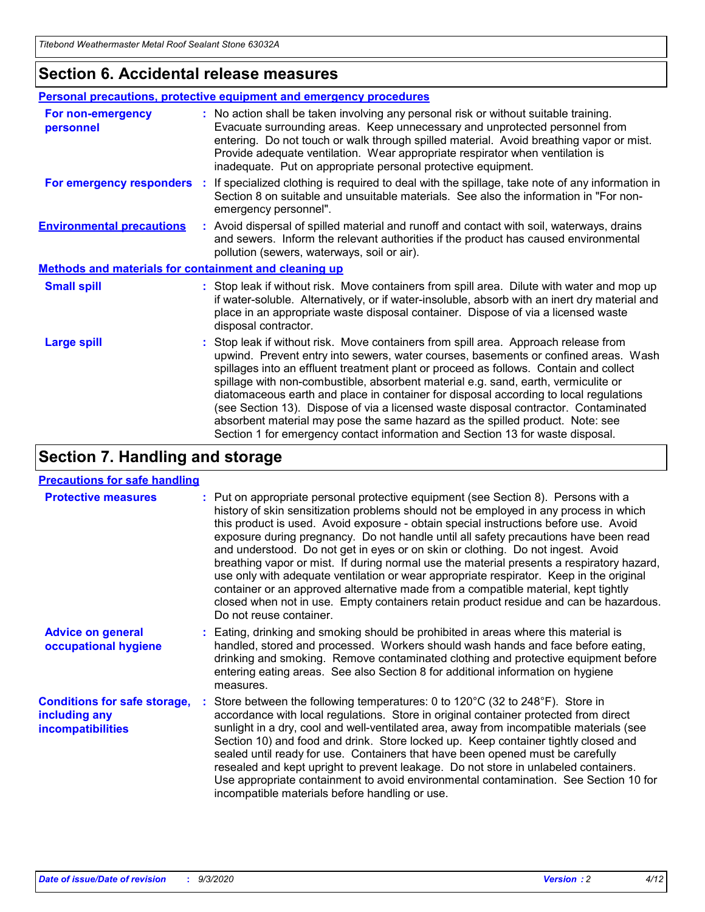## Section 6. Accidental release measures

### Personal precautions, protective equipment and emergency procedures

**For non-emergency personnel** : No action shall be taken involving any personal risk or without suitable training. Evacuate surrounding areas. Keep unnecessary and unprotected personnel from entering. Do not touch or walk through spilled material. Avoid breathing vapor or mist. Provide adequate ventilation. Wear appropriate respirator when ventilation is inadequate. Put on appropriate personal protective equipment.

**For emergency responders** : If specialized clothing is required to deal with the spillage, take note of any information in Section 8 on suitable and unsuitable materials. See also the information in "For non-emergency personnel".

**Environmental precautions** : Avoid dispersal of spilled material and runoff and contact with soil, waterways, drains and sewers. Inform the relevant authorities if the product has caused environmental pollution (sewers, waterways, soil or air).

### Methods and materials for containment and cleaning up

**Small spill** : Stop leak if without risk. Move containers from spill area. Dilute with water and mop up if water-soluble. Alternatively, or if water-insoluble, absorb with an inert dry material and place in an appropriate waste disposal container. Dispose of via a licensed waste disposal contractor.

**Large spill** : Stop leak if without risk. Move containers from spill area. Approach release from upwind. Prevent entry into sewers, water courses, basements or confined areas. Wash spillages into an effluent treatment plant or proceed as follows. Contain and collect spillage with non-combustible, absorbent material e.g. sand, earth, vermiculite or diatomaceous earth and place in container for disposal according to local regulations (see Section 13). Dispose of via a licensed waste disposal contractor. Contaminated absorbent material may pose the same hazard as the spilled product. Note: see Section 1 for emergency contact information and Section 13 for waste disposal.

## Section 7. Handling and storage

### Precautions for safe handling

**Protective measures** : Put on appropriate personal protective equipment (see Section 8). Persons with a history of skin sensitization problems should not be employed in any process in which this product is used. Avoid exposure - obtain special instructions before use. Avoid exposure during pregnancy. Do not handle until all safety precautions have been read and understood. Do not get in eyes or on skin or clothing. Do not ingest. Avoid breathing vapor or mist. If during normal use the material presents a respiratory hazard, use only with adequate ventilation or wear appropriate respirator. Keep in the original container or an approved alternative made from a compatible material, kept tightly closed when not in use. Empty containers retain product residue and can be hazardous. Do not reuse container.

**Advice on general occupational hygiene** : Eating, drinking and smoking should be prohibited in areas where this material is handled, stored and processed. Workers should wash hands and face before eating, drinking and smoking. Remove contaminated clothing and protective equipment before entering eating areas. See also Section 8 for additional information on hygiene measures.

**Conditions for safe storage, including any incompatibilities** : Store between the following temperatures: 0 to 120°C (32 to 248°F). Store in accordance with local regulations. Store in original container protected from direct sunlight in a dry, cool and well-ventilated area, away from incompatible materials (see Section 10) and food and drink. Store locked up. Keep container tightly closed and sealed until ready for use. Containers that have been opened must be carefully resealed and kept upright to prevent leakage. Do not store in unlabeled containers. Use appropriate containment to avoid environmental contamination. See Section 10 for incompatible materials before handling or use.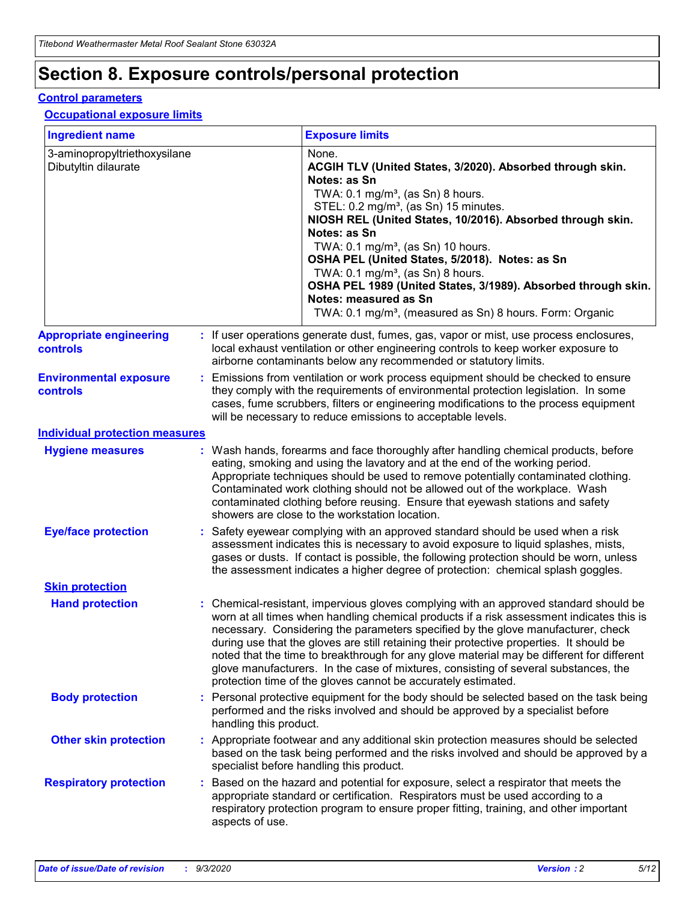# Section 8. Exposure controls/personal protection

## Control parameters

### Occupational exposure limits

| Ingredient name | Exposure limits |
|---|---|
| 3-aminopropyltriethoxysilane | None. |
| Dibutyltin dilaurate | **ACGIH TLV (United States, 3/2020). Absorbed through skin. Notes: as Sn**<br>TWA: 0.1 mg/m³, (as Sn) 8 hours.<br>STEL: 0.2 mg/m³, (as Sn) 15 minutes.<br>**NIOSH REL (United States, 10/2016). Absorbed through skin. Notes: as Sn**<br>TWA: 0.1 mg/m³, (as Sn) 10 hours.<br>**OSHA PEL (United States, 5/2018). Notes: as Sn**<br>TWA: 0.1 mg/m³, (as Sn) 8 hours.<br>**OSHA PEL 1989 (United States, 3/1989). Absorbed through skin. Notes: measured as Sn**<br>TWA: 0.1 mg/m³, (measured as Sn) 8 hours. Form: Organic |

**Appropriate engineering controls** : If user operations generate dust, fumes, gas, vapor or mist, use process enclosures, local exhaust ventilation or other engineering controls to keep worker exposure to airborne contaminants below any recommended or statutory limits.

**Environmental exposure controls** : Emissions from ventilation or work process equipment should be checked to ensure they comply with the requirements of environmental protection legislation. In some cases, fume scrubbers, filters or engineering modifications to the process equipment will be necessary to reduce emissions to acceptable levels.

## Individual protection measures

**Hygiene measures** : Wash hands, forearms and face thoroughly after handling chemical products, before eating, smoking and using the lavatory and at the end of the working period. Appropriate techniques should be used to remove potentially contaminated clothing. Contaminated work clothing should not be allowed out of the workplace. Wash contaminated clothing before reusing. Ensure that eyewash stations and safety showers are close to the workstation location.

**Eye/face protection** : Safety eyewear complying with an approved standard should be used when a risk assessment indicates this is necessary to avoid exposure to liquid splashes, mists, gases or dusts. If contact is possible, the following protection should be worn, unless the assessment indicates a higher degree of protection: chemical splash goggles.

### Skin protection

**Hand protection** : Chemical-resistant, impervious gloves complying with an approved standard should be worn at all times when handling chemical products if a risk assessment indicates this is necessary. Considering the parameters specified by the glove manufacturer, check during use that the gloves are still retaining their protective properties. It should be noted that the time to breakthrough for any glove material may be different for different glove manufacturers. In the case of mixtures, consisting of several substances, the protection time of the gloves cannot be accurately estimated.

**Body protection** : Personal protective equipment for the body should be selected based on the task being performed and the risks involved and should be approved by a specialist before handling this product.

**Other skin protection** : Appropriate footwear and any additional skin protection measures should be selected based on the task being performed and the risks involved and should be approved by a specialist before handling this product.

**Respiratory protection** : Based on the hazard and potential for exposure, select a respirator that meets the appropriate standard or certification. Respirators must be used according to a respiratory protection program to ensure proper fitting, training, and other important aspects of use.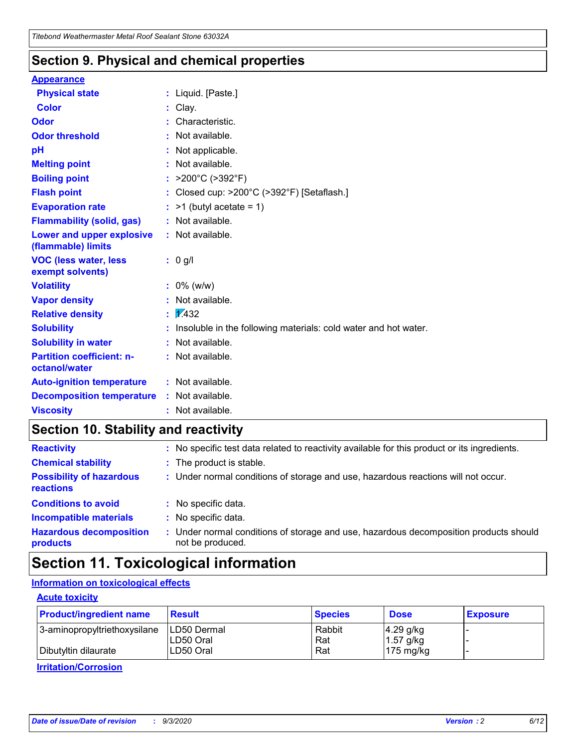## Section 9. Physical and chemical properties

**Appearance**

| | |
|---|---|
| **Physical state** | : Liquid. [Paste.] |
| **Color** | : Clay. |
| **Odor** | : Characteristic. |
| **Odor threshold** | : Not available. |
| **pH** | : Not applicable. |
| **Melting point** | : Not available. |
| **Boiling point** | : >200°C (>392°F) |
| **Flash point** | : Closed cup: >200°C (>392°F) [Setaflash.] |
| **Evaporation rate** | : >1 (butyl acetate = 1) |
| **Flammability (solid, gas)** | : Not available. |
| **Lower and upper explosive (flammable) limits** | : Not available. |
| **VOC (less water, less exempt solvents)** | : 0 g/l |
| **Volatility** | : 0% (w/w) |
| **Vapor density** | : Not available. |
| **Relative density** | : 1.432 |
| **Solubility** | : Insoluble in the following materials: cold water and hot water. |
| **Solubility in water** | : Not available. |
| **Partition coefficient: n-octanol/water** | : Not available. |
| **Auto-ignition temperature** | : Not available. |
| **Decomposition temperature** | : Not available. |
| **Viscosity** | : Not available. |

## Section 10. Stability and reactivity

| | |
|---|---|
| **Reactivity** | : No specific test data related to reactivity available for this product or its ingredients. |
| **Chemical stability** | : The product is stable. |
| **Possibility of hazardous reactions** | : Under normal conditions of storage and use, hazardous reactions will not occur. |
| **Conditions to avoid** | : No specific data. |
| **Incompatible materials** | : No specific data. |
| **Hazardous decomposition products** | : Under normal conditions of storage and use, hazardous decomposition products should not be produced. |

## Section 11. Toxicological information

**Information on toxicological effects**

**Acute toxicity**

| Product/ingredient name | Result | Species | Dose | Exposure |
|---|---|---|---|---|
| 3-aminopropyltriethoxysilane | LD50 Dermal | Rabbit | 4.29 g/kg | - |
| | LD50 Oral | Rat | 1.57 g/kg | - |
| Dibutyltin dilaurate | LD50 Oral | Rat | 175 mg/kg | - |

**Irritation/Corrosion**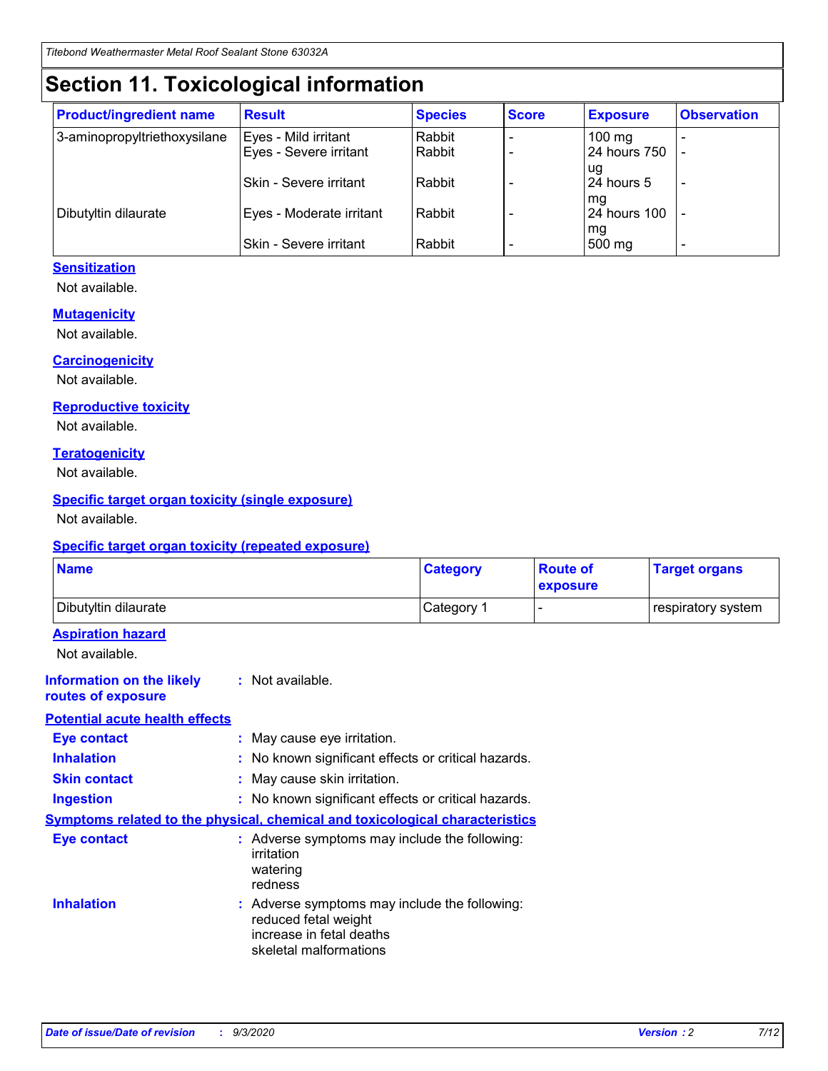# Section 11. Toxicological information

| Product/ingredient name | Result | Species | Score | Exposure | Observation |
|---|---|---|---|---|---|
| 3-aminopropyltriethoxysilane | Eyes - Mild irritant | Rabbit | - | 100 mg | - |
| | Eyes - Severe irritant | Rabbit | - | 24 hours 750 ug | - |
| | Skin - Severe irritant | Rabbit | - | 24 hours 5 mg | - |
| Dibutyltin dilaurate | Eyes - Moderate irritant | Rabbit | - | 24 hours 100 mg | - |
| | Skin - Severe irritant | Rabbit | - | 500 mg | - |

**Sensitization**

Not available.

**Mutagenicity**

Not available.

**Carcinogenicity**

Not available.

**Reproductive toxicity**

Not available.

**Teratogenicity**

Not available.

**Specific target organ toxicity (single exposure)**

Not available.

**Specific target organ toxicity (repeated exposure)**

| Name | Category | Route of exposure | Target organs |
|---|---|---|---|
| Dibutyltin dilaurate | Category 1 | - | respiratory system |

**Aspiration hazard**

Not available.

**Information on the likely routes of exposure** : Not available.

**Potential acute health effects**

**Eye contact** : May cause eye irritation.

**Inhalation** : No known significant effects or critical hazards.

**Skin contact** : May cause skin irritation.

**Ingestion** : No known significant effects or critical hazards.

**Symptoms related to the physical, chemical and toxicological characteristics**

**Eye contact** : Adverse symptoms may include the following:
irritation
watering
redness

**Inhalation** : Adverse symptoms may include the following:
reduced fetal weight
increase in fetal deaths
skeletal malformations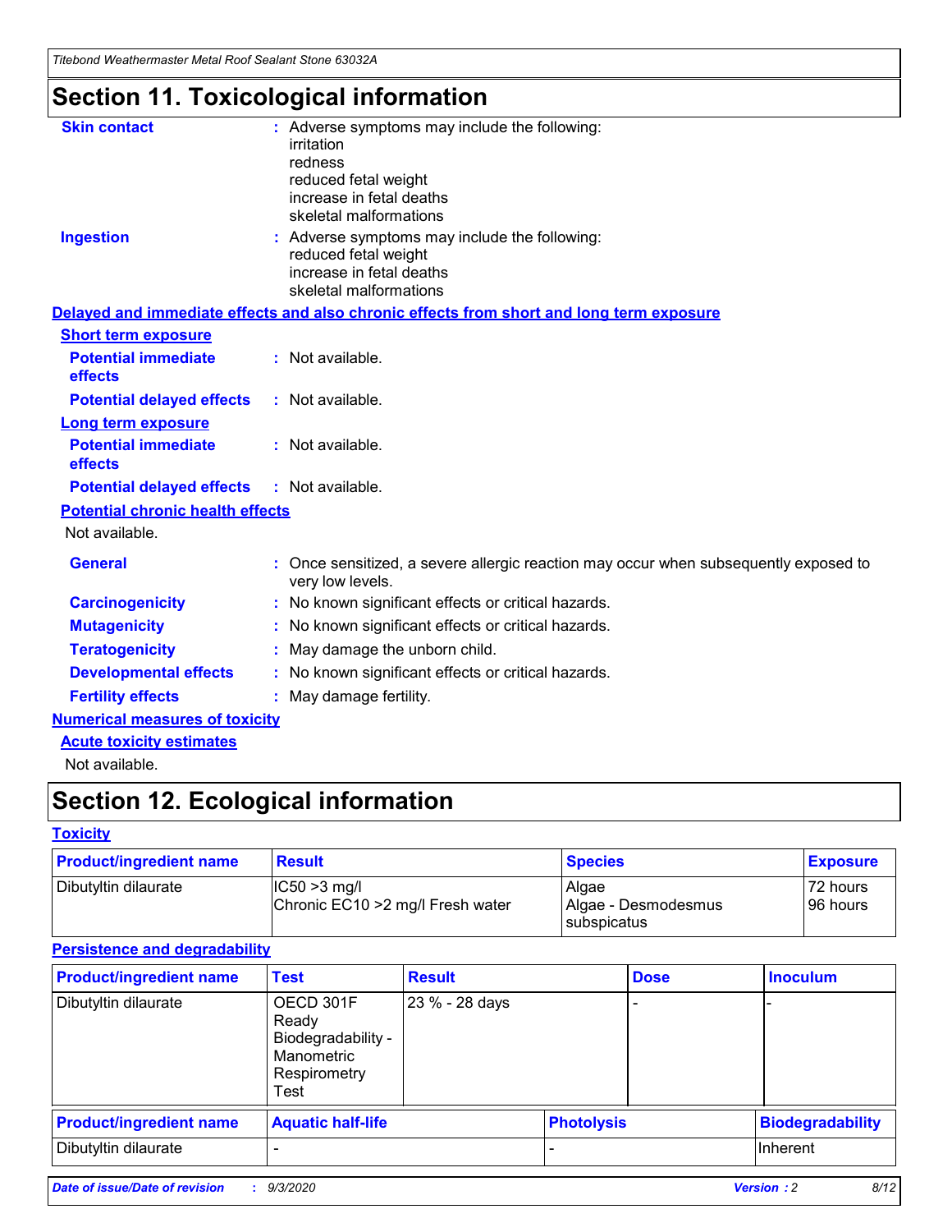# Section 11. Toxicological information

**Skin contact** : Adverse symptoms may include the following:
irritation
redness
reduced fetal weight
increase in fetal deaths
skeletal malformations

**Ingestion** : Adverse symptoms may include the following:
reduced fetal weight
increase in fetal deaths
skeletal malformations

## Delayed and immediate effects and also chronic effects from short and long term exposure

### Short term exposure

**Potential immediate effects** : Not available.

**Potential delayed effects** : Not available.

### Long term exposure

**Potential immediate effects** : Not available.

**Potential delayed effects** : Not available.

### Potential chronic health effects

Not available.

**General** : Once sensitized, a severe allergic reaction may occur when subsequently exposed to very low levels.

**Carcinogenicity** : No known significant effects or critical hazards.

**Mutagenicity** : No known significant effects or critical hazards.

**Teratogenicity** : May damage the unborn child.

**Developmental effects** : No known significant effects or critical hazards.

**Fertility effects** : May damage fertility.

## Numerical measures of toxicity

### Acute toxicity estimates

Not available.

# Section 12. Ecological information

## Toxicity

| Product/ingredient name | Result | Species | Exposure |
|---|---|---|---|
| Dibutyltin dilaurate | IC50 >3 mg/l<br>Chronic EC10 >2 mg/l Fresh water | Algae<br>Algae - Desmodesmus subspicatus | 72 hours<br>96 hours |

## Persistence and degradability

| Product/ingredient name | Test | Result | Dose | Inoculum |
|---|---|---|---|---|
| Dibutyltin dilaurate | OECD 301F Ready Biodegradability - Manometric Respirometry Test | 23 % - 28 days | - | - |

| Product/ingredient name | Aquatic half-life | Photolysis | Biodegradability |
|---|---|---|---|
| Dibutyltin dilaurate | - | - | Inherent |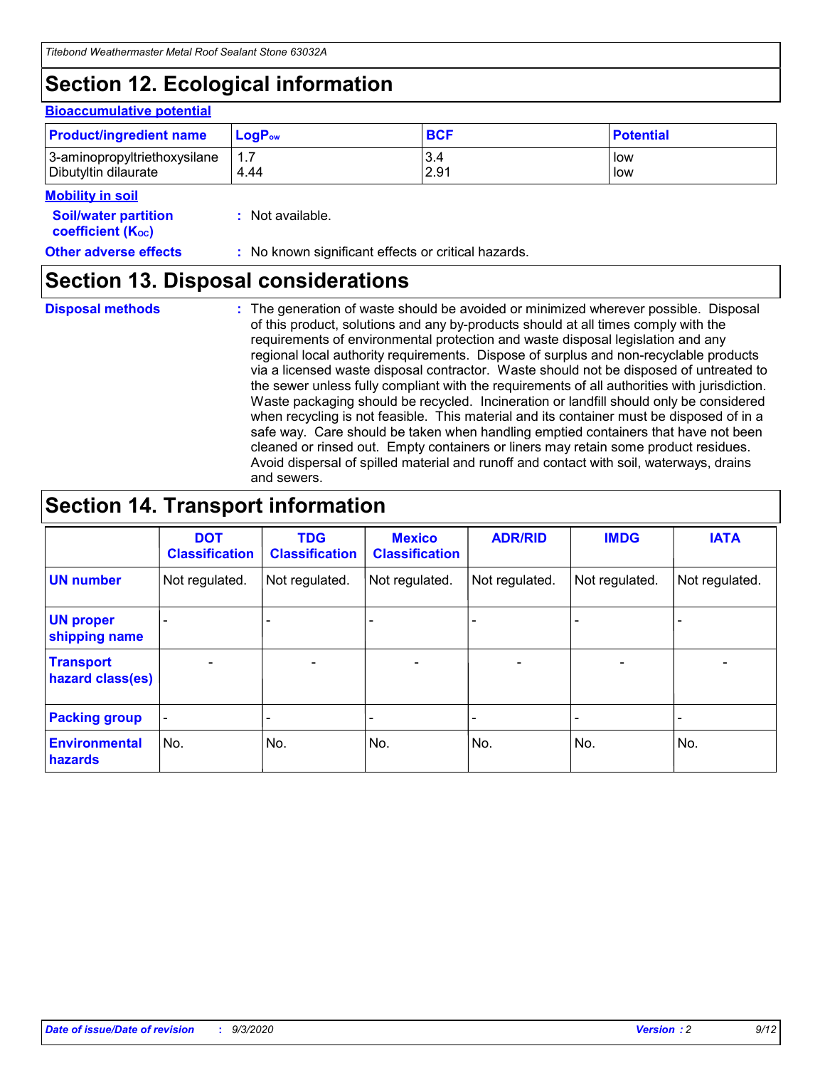## Section 12. Ecological information

### Bioaccumulative potential

| Product/ingredient name | $LogP_{ow}$ | BCF | Potential |
|---|---|---|---|
| 3-aminopropyltriethoxysilane | 1.7 | 3.4 | low |
| Dibutyltin dilaurate | 4.44 | 2.91 | low |

### Mobility in soil

**Soil/water partition coefficient ($K_{OC}$)** : Not available.

**Other adverse effects** : No known significant effects or critical hazards.

## Section 13. Disposal considerations

**Disposal methods** : The generation of waste should be avoided or minimized wherever possible. Disposal of this product, solutions and any by-products should at all times comply with the requirements of environmental protection and waste disposal legislation and any regional local authority requirements. Dispose of surplus and non-recyclable products via a licensed waste disposal contractor. Waste should not be disposed of untreated to the sewer unless fully compliant with the requirements of all authorities with jurisdiction. Waste packaging should be recycled. Incineration or landfill should only be considered when recycling is not feasible. This material and its container must be disposed of in a safe way. Care should be taken when handling emptied containers that have not been cleaned or rinsed out. Empty containers or liners may retain some product residues. Avoid dispersal of spilled material and runoff and contact with soil, waterways, drains and sewers.

## Section 14. Transport information

| | DOT Classification | TDG Classification | Mexico Classification | ADR/RID | IMDG | IATA |
|---|---|---|---|---|---|---|
| UN number | Not regulated. | Not regulated. | Not regulated. | Not regulated. | Not regulated. | Not regulated. |
| UN proper shipping name | - | - | - | - | - | - |
| Transport hazard class(es) | - | - | - | - | - | - |
| Packing group | - | - | - | - | - | - |
| Environmental hazards | No. | No. | No. | No. | No. | No. |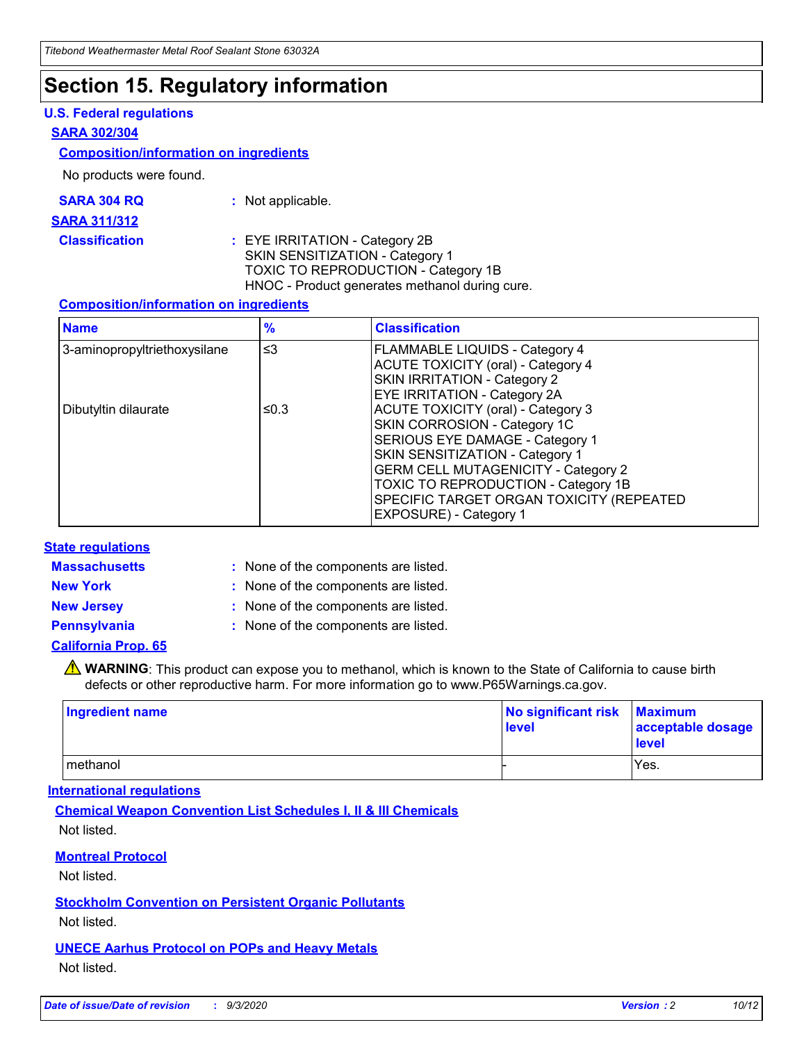# Section 15. Regulatory information

### U.S. Federal regulations

**SARA 302/304**

**Composition/information on ingredients**

No products were found.

**SARA 304 RQ** : Not applicable.

**SARA 311/312**

**Classification** : EYE IRRITATION - Category 2B
SKIN SENSITIZATION - Category 1
TOXIC TO REPRODUCTION - Category 1B
HNOC - Product generates methanol during cure.

**Composition/information on ingredients**

| Name | % | Classification |
|---|---|---|
| 3-aminopropyltriethoxysilane | ≤3 | FLAMMABLE LIQUIDS - Category 4<br>ACUTE TOXICITY (oral) - Category 4<br>SKIN IRRITATION - Category 2<br>EYE IRRITATION - Category 2A |
| Dibutyltin dilaurate | ≤0.3 | ACUTE TOXICITY (oral) - Category 3<br>SKIN CORROSION - Category 1C<br>SERIOUS EYE DAMAGE - Category 1<br>SKIN SENSITIZATION - Category 1<br>GERM CELL MUTAGENICITY - Category 2<br>TOXIC TO REPRODUCTION - Category 1B<br>SPECIFIC TARGET ORGAN TOXICITY (REPEATED EXPOSURE) - Category 1 |

### State regulations

**Massachusetts** : None of the components are listed.

**New York** : None of the components are listed.

**New Jersey** : None of the components are listed.

**Pennsylvania** : None of the components are listed.

**California Prop. 65**

⚠ **WARNING**: This product can expose you to methanol, which is known to the State of California to cause birth defects or other reproductive harm. For more information go to www.P65Warnings.ca.gov.

| Ingredient name | No significant risk level | Maximum acceptable dosage level |
|---|---|---|
| methanol | - | Yes. |

### International regulations

**Chemical Weapon Convention List Schedules I, II & III Chemicals**

Not listed.

**Montreal Protocol**

Not listed.

**Stockholm Convention on Persistent Organic Pollutants**

Not listed.

**UNECE Aarhus Protocol on POPs and Heavy Metals**

Not listed.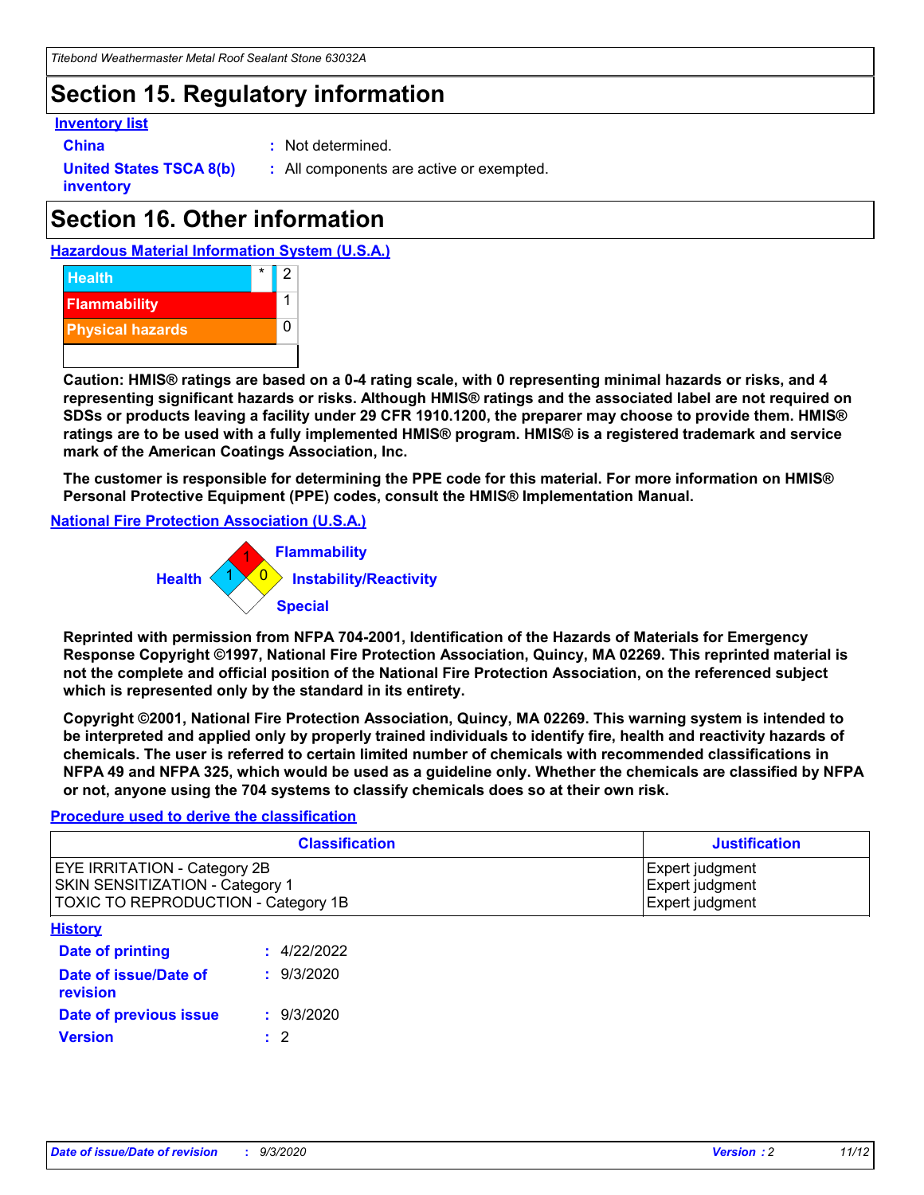## Section 15. Regulatory information

**Inventory list**

**China** : Not determined.

**United States TSCA 8(b) inventory** : All components are active or exempted.

## Section 16. Other information

**Hazardous Material Information System (U.S.A.)**

| | | |
|---|---|---|
| Health | * | 2 |
| Flammability | | 1 |
| Physical hazards | | 0 |

**Caution: HMIS® ratings are based on a 0-4 rating scale, with 0 representing minimal hazards or risks, and 4 representing significant hazards or risks. Although HMIS® ratings and the associated label are not required on SDSs or products leaving a facility under 29 CFR 1910.1200, the preparer may choose to provide them. HMIS® ratings are to be used with a fully implemented HMIS® program. HMIS® is a registered trademark and service mark of the American Coatings Association, Inc.**

**The customer is responsible for determining the PPE code for this material. For more information on HMIS® Personal Protective Equipment (PPE) codes, consult the HMIS® Implementation Manual.**

**National Fire Protection Association (U.S.A.)**

Flammability: 1
Health: 1
Instability/Reactivity: 0
Special:

**Reprinted with permission from NFPA 704-2001, Identification of the Hazards of Materials for Emergency Response Copyright ©1997, National Fire Protection Association, Quincy, MA 02269. This reprinted material is not the complete and official position of the National Fire Protection Association, on the referenced subject which is represented only by the standard in its entirety.**

**Copyright ©2001, National Fire Protection Association, Quincy, MA 02269. This warning system is intended to be interpreted and applied only by properly trained individuals to identify fire, health and reactivity hazards of chemicals. The user is referred to certain limited number of chemicals with recommended classifications in NFPA 49 and NFPA 325, which would be used as a guideline only. Whether the chemicals are classified by NFPA or not, anyone using the 704 systems to classify chemicals does so at their own risk.**

**Procedure used to derive the classification**

| Classification | Justification |
|---|---|
| EYE IRRITATION - Category 2B | Expert judgment |
| SKIN SENSITIZATION - Category 1 | Expert judgment |
| TOXIC TO REPRODUCTION - Category 1B | Expert judgment |

**History**

**Date of printing** : 4/22/2022

**Date of issue/Date of revision** : 9/3/2020

**Date of previous issue** : 9/3/2020

**Version** : 2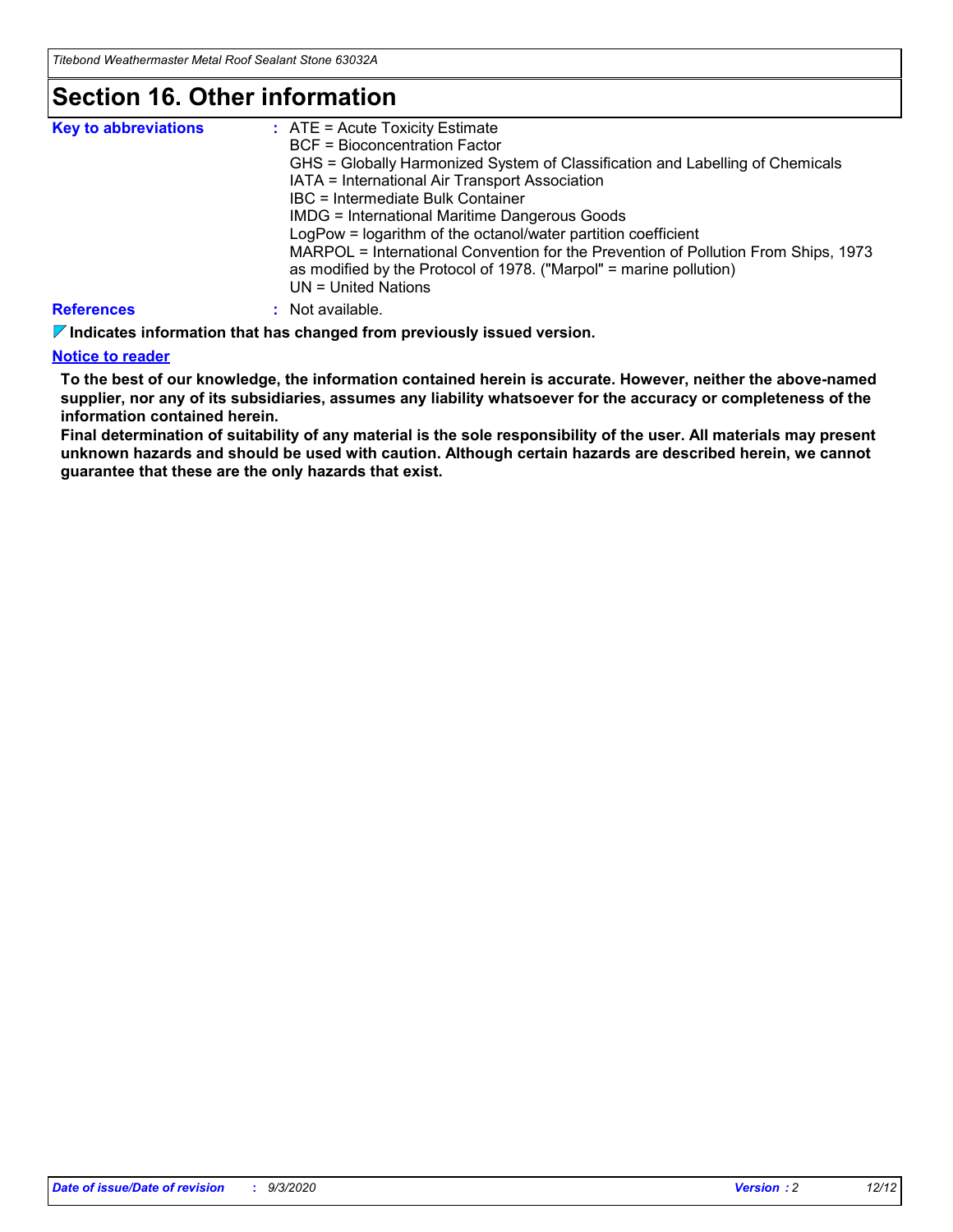## Section 16. Other information

**Key to abbreviations** : ATE = Acute Toxicity Estimate
BCF = Bioconcentration Factor
GHS = Globally Harmonized System of Classification and Labelling of Chemicals
IATA = International Air Transport Association
IBC = Intermediate Bulk Container
IMDG = International Maritime Dangerous Goods
LogPow = logarithm of the octanol/water partition coefficient
MARPOL = International Convention for the Prevention of Pollution From Ships, 1973 as modified by the Protocol of 1978. ("Marpol" = marine pollution)
UN = United Nations

**References** : Not available.

**Indicates information that has changed from previously issued version.**

**Notice to reader**

**To the best of our knowledge, the information contained herein is accurate. However, neither the above-named supplier, nor any of its subsidiaries, assumes any liability whatsoever for the accuracy or completeness of the information contained herein.**

**Final determination of suitability of any material is the sole responsibility of the user. All materials may present unknown hazards and should be used with caution. Although certain hazards are described herein, we cannot guarantee that these are the only hazards that exist.**